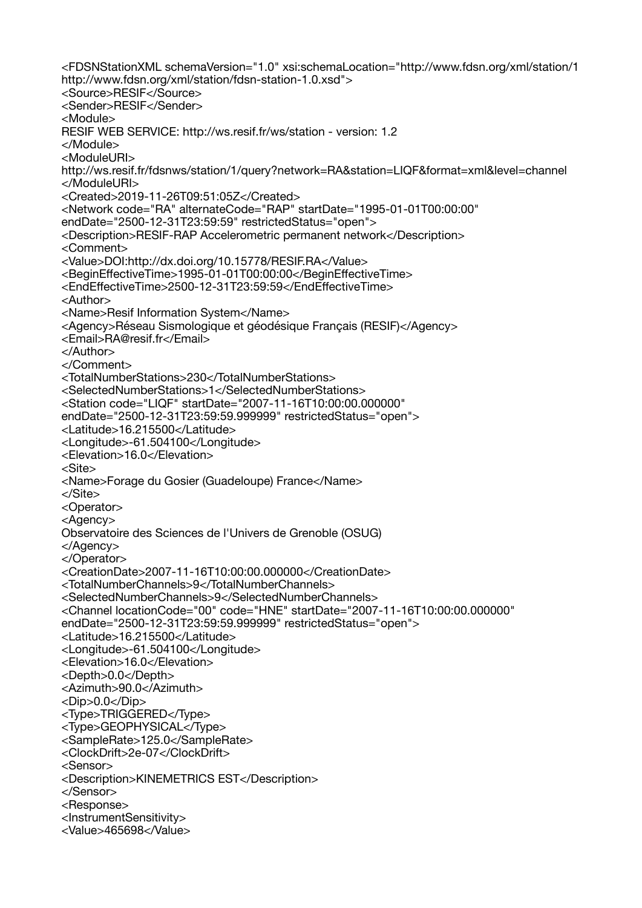```
<FDSNStationXML schemaVersion="1.0" xsi:schemaLocation="http://www.fdsn.org/xml/station/1
http://www.fdsn.org/xml/station/fdsn-station-1.0.xsd">
<Source>RESIF</Source>
<Sender>RESIF</Sender>
<Module>
RESIF WEB SERVICE: http://ws.resif.fr/ws/station - version: 1.2
</Module>
<ModuleURI>
http://ws.resif.fr/fdsnws/station/1/query?network=RA&station=LIQF&format=xml&level=channel
</ModuleURI>
<Created>2019-11-26T09:51:05Z</Created>
<Network code="RA" alternateCode="RAP" startDate="1995-01-01T00:00:00"
endDate="2500-12-31T23:59:59" restrictedStatus="open">
<Description>RESIF-RAP Accelerometric permanent network</Description>
<Comment>
<Value>DOI:http://dx.doi.org/10.15778/RESIF.RA</Value>
<BeginEffectiveTime>1995-01-01T00:00:00</BeginEffectiveTime>
<EndEffectiveTime>2500-12-31T23:59:59</EndEffectiveTime>
<Author>
<Name>Resif Information System</Name>
<Agency>Réseau Sismologique et géodésique Français (RESIF)</Agency>
<Email>RA@resif.fr</Email>
</Author>
</Comment>
<TotalNumberStations>230</TotalNumberStations>
<SelectedNumberStations>1</SelectedNumberStations>
<Station code="LIQF" startDate="2007-11-16T10:00:00.000000"
endDate="2500-12-31T23:59:59.999999" restrictedStatus="open">
<Latitude>16.215500</Latitude>
<Longitude>-61.504100</Longitude>
<Elevation>16.0</Elevation>
<Site>
<Name>Forage du Gosier (Guadeloupe) France</Name>
</Site>
<Operator>
<Agency>
Observatoire des Sciences de l'Univers de Grenoble (OSUG)
</Agency>
</Operator>
<CreationDate>2007-11-16T10:00:00.000000</CreationDate>
<TotalNumberChannels>9</TotalNumberChannels>
<SelectedNumberChannels>9</SelectedNumberChannels>
<Channel locationCode="00" code="HNE" startDate="2007-11-16T10:00:00.000000"
endDate="2500-12-31T23:59:59.999999" restrictedStatus="open">
<Latitude>16.215500</Latitude>
<Longitude>-61.504100</Longitude>
<Elevation>16.0</Elevation>
<Depth>0.0</Depth>
<Azimuth>90.0</Azimuth>
<Dip>0.0</Dip>
<Type>TRIGGERED</Type>
<Type>GEOPHYSICAL</Type>
<SampleRate>125.0</SampleRate>
<ClockDrift>2e-07</ClockDrift>
<Sensor>
<Description>KINEMETRICS EST</Description>
</Sensor>
<Response>
<InstrumentSensitivity>
<Value>465698</Value>
```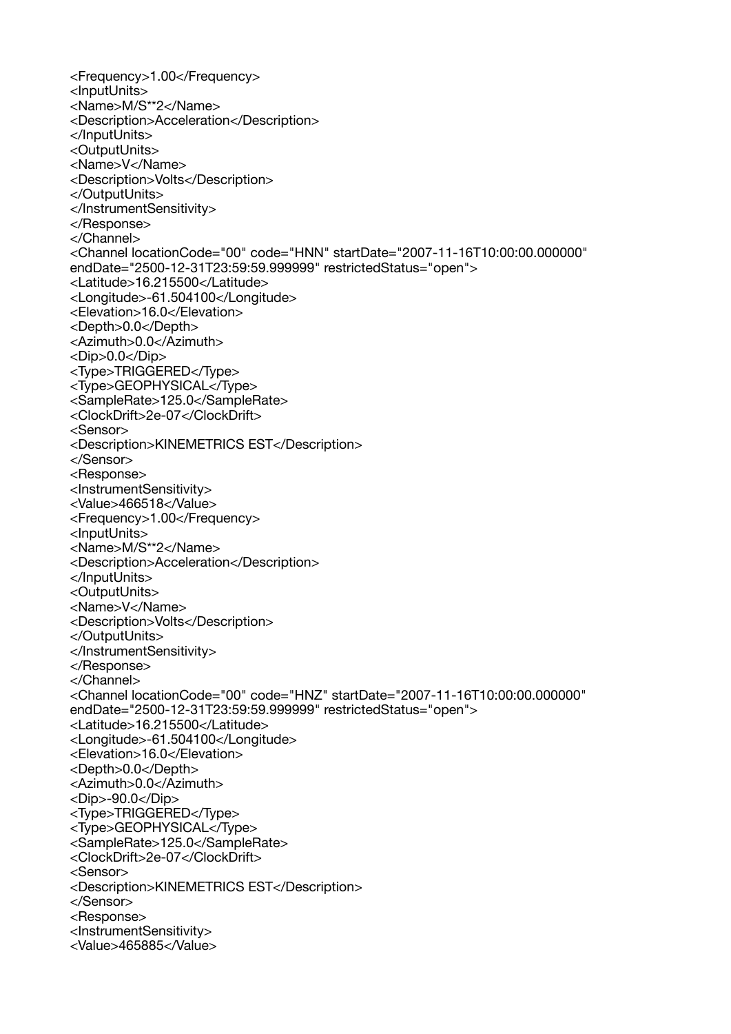```
<Frequency>1.00</Frequency>
<InputUnits>
<Name>M/S**2</Name>
<Description>Acceleration</Description>
</InputUnits>
<OutputUnits>
<Name>V</Name>
<Description>Volts</Description>
</OutputUnits>
</InstrumentSensitivity>
</Response>
</Channel>
<Channel locationCode="00" code="HNN" startDate="2007-11-16T10:00:00.000000"
endDate="2500-12-31T23:59:59.999999" restrictedStatus="open">
<Latitude>16.215500</Latitude>
<Longitude>-61.504100</Longitude>
<Elevation>16.0</Elevation>
<Depth>0.0</Depth>
<Azimuth>0.0</Azimuth>
<Dip>0.0</Dip>
<Type>TRIGGERED</Type>
<Type>GEOPHYSICAL</Type>
<SampleRate>125.0</SampleRate>
<ClockDrift>2e-07</ClockDrift>
<Sensor>
<Description>KINEMETRICS EST</Description>
</Sensor>
<Response>
<InstrumentSensitivity>
<Value>466518</Value>
<Frequency>1.00</Frequency>
<InputUnits>
<Name>M/S**2</Name>
<Description>Acceleration</Description>
</InputUnits>
<OutputUnits>
<Name>V</Name>
<Description>Volts</Description>
</OutputUnits>
</InstrumentSensitivity>
</Response>
</Channel>
<Channel locationCode="00" code="HNZ" startDate="2007-11-16T10:00:00.000000"
endDate="2500-12-31T23:59:59.999999" restrictedStatus="open">
<Latitude>16.215500</Latitude>
<Longitude>-61.504100</Longitude>
<Elevation>16.0</Elevation>
<Depth>0.0</Depth>
<Azimuth>0.0</Azimuth>
<Dip>-90.0</Dip>
<Type>TRIGGERED</Type>
<Type>GEOPHYSICAL</Type>
<SampleRate>125.0</SampleRate>
<ClockDrift>2e-07</ClockDrift>
<Sensor>
<Description>KINEMETRICS EST</Description>
</Sensor>
<Response>
<InstrumentSensitivity>
<Value>465885</Value>
```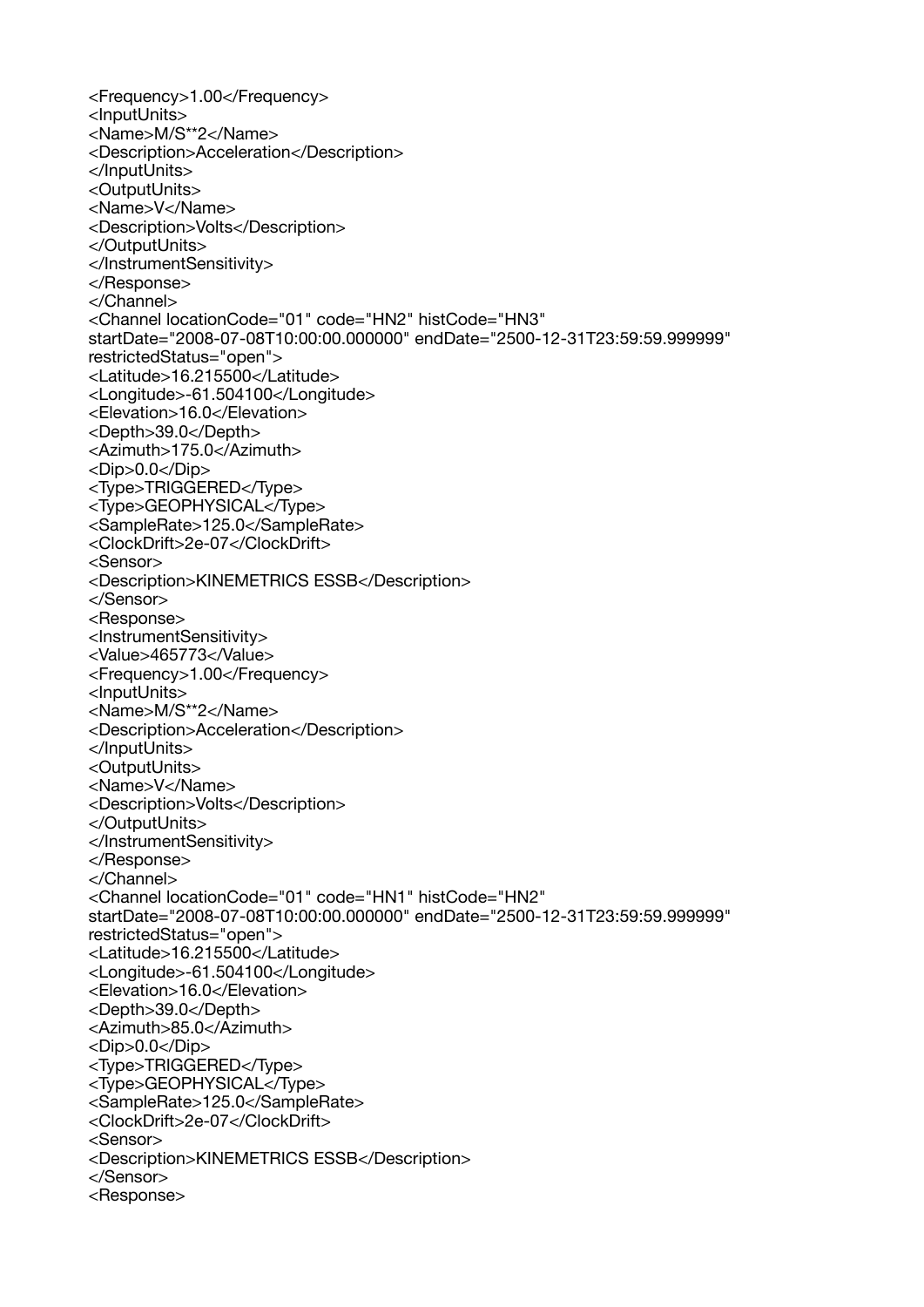```
<Frequency>1.00</Frequency>
<InputUnits>
<Name>M/S**2</Name>
<Description>Acceleration</Description>
</InputUnits>
<OutputUnits>
<Name>V</Name>
<Description>Volts</Description>
</OutputUnits>
</InstrumentSensitivity>
</Response>
</Channel>
<Channel locationCode="01" code="HN2" histCode="HN3"
startDate="2008-07-08T10:00:00.000000" endDate="2500-12-31T23:59:59.999999"
restrictedStatus="open">
<Latitude>16.215500</Latitude>
<Longitude>-61.504100</Longitude>
<Elevation>16.0</Elevation>
<Depth>39.0</Depth>
<Azimuth>175.0</Azimuth>
<Dip>0.0</Dip>
<Type>TRIGGERED</Type>
<Type>GEOPHYSICAL</Type>
<SampleRate>125.0</SampleRate>
<ClockDrift>2e-07</ClockDrift>
<Sensor>
<Description>KINEMETRICS ESSB</Description>
</Sensor>
<Response>
<InstrumentSensitivity>
<Value>465773</Value>
<Frequency>1.00</Frequency>
<InputUnits>
<Name>M/S**2</Name>
<Description>Acceleration</Description>
</InputUnits>
<OutputUnits>
<Name>V</Name>
<Description>Volts</Description>
</OutputUnits>
</InstrumentSensitivity>
</Response>
</Channel>
<Channel locationCode="01" code="HN1" histCode="HN2"
startDate="2008-07-08T10:00:00.000000" endDate="2500-12-31T23:59:59.999999"
restrictedStatus="open">
<Latitude>16.215500</Latitude>
<Longitude>-61.504100</Longitude>
<Elevation>16.0</Elevation>
<Depth>39.0</Depth>
<Azimuth>85.0</Azimuth>
<Dip>0.0</Dip>
<Type>TRIGGERED</Type>
<Type>GEOPHYSICAL</Type>
<SampleRate>125.0</SampleRate>
<ClockDrift>2e-07</ClockDrift>
<Sensor>
<Description>KINEMETRICS ESSB</Description>
</Sensor>
<Response>
```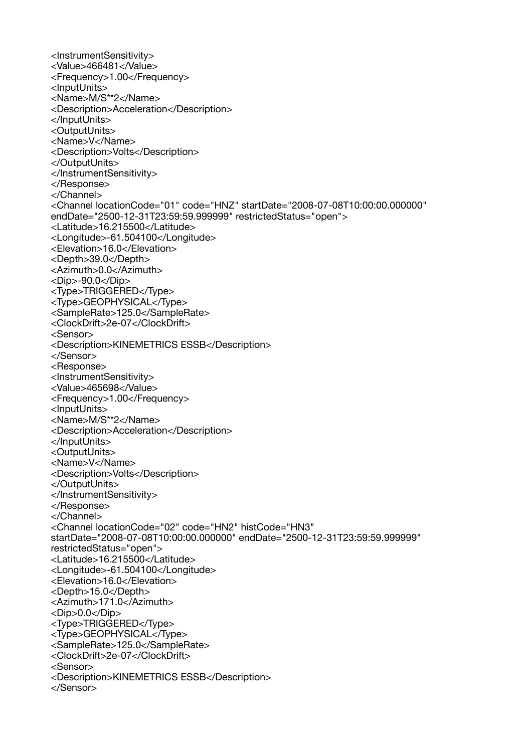```
<InstrumentSensitivity>
<Value>466481</Value>
<Frequency>1.00</Frequency>
<InputUnits>
<Name>M/S**2</Name>
<Description>Acceleration</Description>
</InputUnits>
<OutputUnits>
<Name>V</Name>
<Description>Volts</Description>
</OutputUnits>
</InstrumentSensitivity>
</Response>
</Channel>
<Channel locationCode="01" code="HNZ" startDate="2008-07-08T10:00:00.000000"
endDate="2500-12-31T23:59:59.999999" restrictedStatus="open">
<Latitude>16.215500</Latitude>
<Longitude>-61.504100</Longitude>
<Elevation>16.0</Elevation>
<Depth>39.0</Depth>
<Azimuth>0.0</Azimuth>
<Dip>-90.0</Dip>
<Type>TRIGGERED</Type>
<Type>GEOPHYSICAL</Type>
<SampleRate>125.0</SampleRate>
<ClockDrift>2e-07</ClockDrift>
<Sensor>
<Description>KINEMETRICS ESSB</Description>
</Sensor>
<Response>
<InstrumentSensitivity>
<Value>465698</Value>
<Frequency>1.00</Frequency>
<InputUnits>
<Name>M/S**2</Name>
<Description>Acceleration</Description>
</InputUnits>
<OutputUnits>
<Name>V</Name>
<Description>Volts</Description>
</OutputUnits>
</InstrumentSensitivity>
</Response>
</Channel>
<Channel locationCode="02" code="HN2" histCode="HN3"
startDate="2008-07-08T10:00:00.000000" endDate="2500-12-31T23:59:59.999999"
restrictedStatus="open">
<Latitude>16.215500</Latitude>
<Longitude>-61.504100</Longitude>
<Elevation>16.0</Elevation>
<Depth>15.0</Depth>
<Azimuth>171.0</Azimuth>
<Dip>0.0</Dip>
<Type>TRIGGERED</Type>
<Type>GEOPHYSICAL</Type>
<SampleRate>125.0</SampleRate>
<ClockDrift>2e-07</ClockDrift>
<Sensor>
<Description>KINEMETRICS ESSB</Description>
</Sensor>
```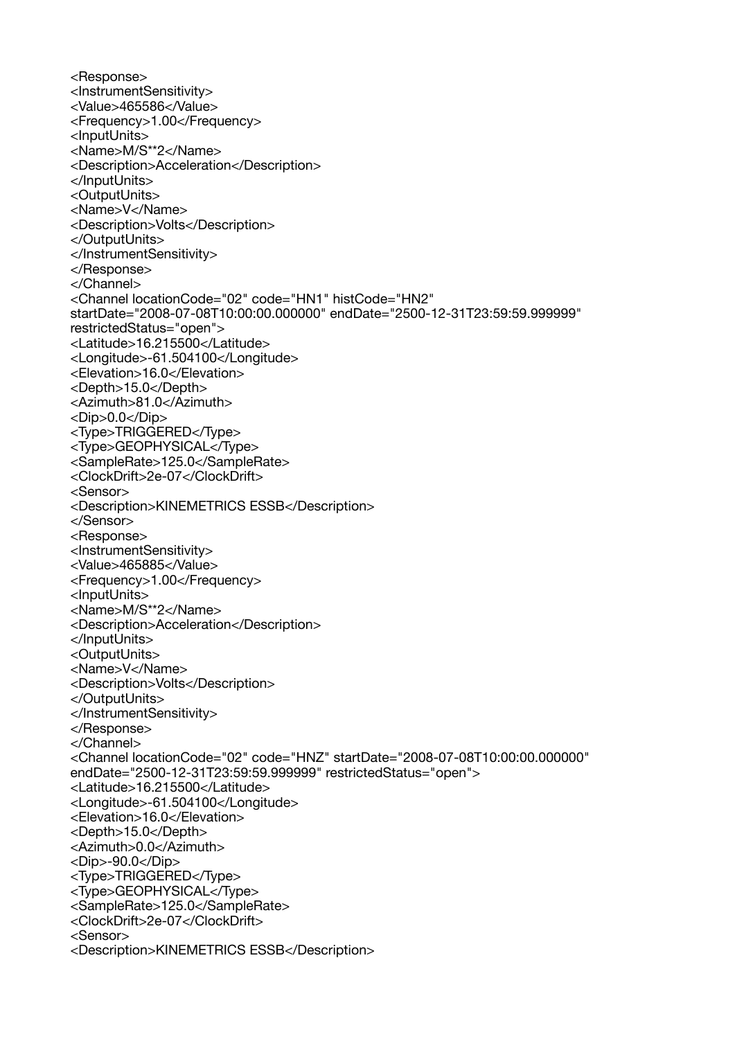```
<Response>
<InstrumentSensitivity>
<Value>465586</Value>
<Frequency>1.00</Frequency>
<InputUnits>
<Name>M/S**2</Name>
<Description>Acceleration</Description>
</InputUnits>
<OutputUnits>
<Name>V</Name>
<Description>Volts</Description>
</OutputUnits>
</InstrumentSensitivity>
</Response>
</Channel>
<Channel locationCode="02" code="HN1" histCode="HN2"
startDate="2008-07-08T10:00:00.000000" endDate="2500-12-31T23:59:59.999999"
restrictedStatus="open">
<Latitude>16.215500</Latitude>
<Longitude>-61.504100</Longitude>
<Elevation>16.0</Elevation>
<Depth>15.0</Depth>
<Azimuth>81.0</Azimuth>
<Dip>0.0</Dip>
<Type>TRIGGERED</Type>
<Type>GEOPHYSICAL</Type>
<SampleRate>125.0</SampleRate>
<ClockDrift>2e-07</ClockDrift>
<Sensor>
<Description>KINEMETRICS ESSB</Description>
</Sensor>
<Response>
<InstrumentSensitivity>
<Value>465885</Value>
<Frequency>1.00</Frequency>
<InputUnits>
<Name>M/S**2</Name>
<Description>Acceleration</Description>
</InputUnits>
<OutputUnits>
<Name>V</Name>
<Description>Volts</Description>
</OutputUnits>
</InstrumentSensitivity>
</Response>
</Channel>
<Channel locationCode="02" code="HNZ" startDate="2008-07-08T10:00:00.000000"
endDate="2500-12-31T23:59:59.999999" restrictedStatus="open">
<Latitude>16.215500</Latitude>
<Longitude>-61.504100</Longitude>
<Elevation>16.0</Elevation>
<Depth>15.0</Depth>
<Azimuth>0.0</Azimuth>
<Dip>-90.0</Dip>
<Type>TRIGGERED</Type>
<Type>GEOPHYSICAL</Type>
<SampleRate>125.0</SampleRate>
<ClockDrift>2e-07</ClockDrift>
<Sensor>
<Description>KINEMETRICS ESSB</Description>
```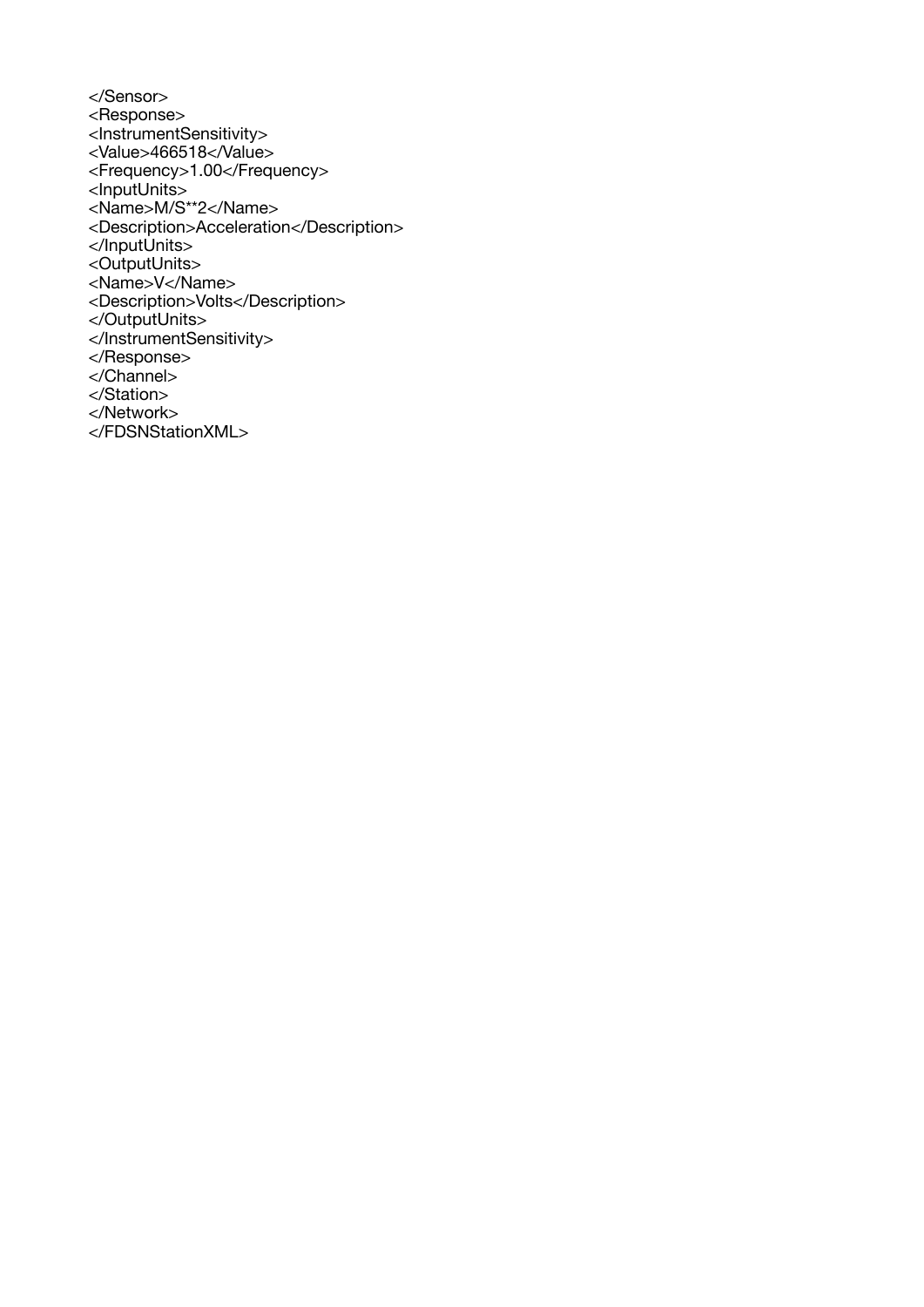```
</Sensor>
<Response>
<InstrumentSensitivity>
<Value>466518</Value>
<Frequency>1.00</Frequency>
<InputUnits>
<Name>M/S**2</Name>
<Description>Acceleration</Description>
</InputUnits>
<OutputUnits>
<Name>V</Name>
<Description>Volts</Description>
</OutputUnits>
</InstrumentSensitivity>
</Response>
</Channel>
</Station>
</Network>
</FDSNStationXML>
```